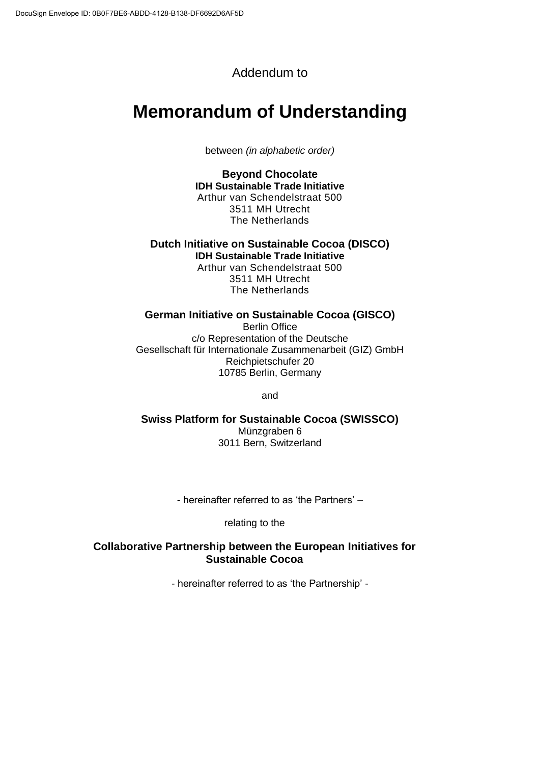Addendum to

# Memorandum of Understanding

between *(in alphabetic order)*

**Beyond Chocolate**
**IDH Sustainable Trade Initiative**
Arthur van Schendelstraat 500
3511 MH Utrecht
The Netherlands

**Dutch Initiative on Sustainable Cocoa (DISCO)**
**IDH Sustainable Trade Initiative**
Arthur van Schendelstraat 500
3511 MH Utrecht
The Netherlands

**German Initiative on Sustainable Cocoa (GISCO)**
Berlin Office
c/o Representation of the Deutsche
Gesellschaft für Internationale Zusammenarbeit (GIZ) GmbH
Reichpietschufer 20
10785 Berlin, Germany

and

**Swiss Platform for Sustainable Cocoa (SWISSCO)**
Münzgraben 6
3011 Bern, Switzerland

- hereinafter referred to as 'the Partners' –

relating to the

**Collaborative Partnership between the European Initiatives for Sustainable Cocoa**

- hereinafter referred to as 'the Partnership' -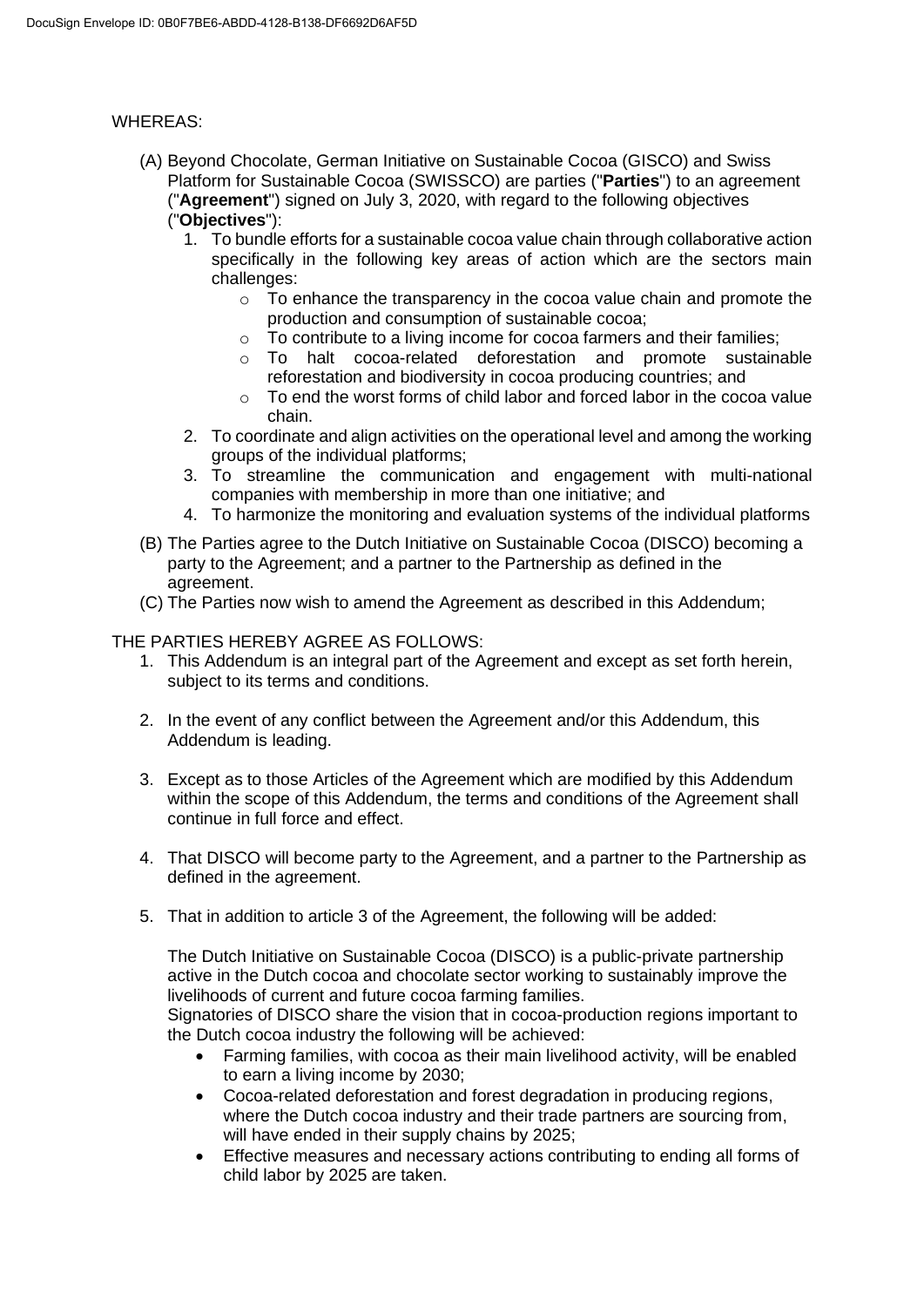WHEREAS:

(A) Beyond Chocolate, German Initiative on Sustainable Cocoa (GISCO) and Swiss Platform for Sustainable Cocoa (SWISSCO) are parties ("**Parties**") to an agreement ("**Agreement**") signed on July 3, 2020, with regard to the following objectives ("**Objectives**"):
   1. To bundle efforts for a sustainable cocoa value chain through collaborative action specifically in the following key areas of action which are the sectors main challenges:
      - To enhance the transparency in the cocoa value chain and promote the production and consumption of sustainable cocoa;
      - To contribute to a living income for cocoa farmers and their families;
      - To halt cocoa-related deforestation and promote sustainable reforestation and biodiversity in cocoa producing countries; and
      - To end the worst forms of child labor and forced labor in the cocoa value chain.
   2. To coordinate and align activities on the operational level and among the working groups of the individual platforms;
   3. To streamline the communication and engagement with multi-national companies with membership in more than one initiative; and
   4. To harmonize the monitoring and evaluation systems of the individual platforms

(B) The Parties agree to the Dutch Initiative on Sustainable Cocoa (DISCO) becoming a party to the Agreement; and a partner to the Partnership as defined in the agreement.

(C) The Parties now wish to amend the Agreement as described in this Addendum;

THE PARTIES HEREBY AGREE AS FOLLOWS:

1. This Addendum is an integral part of the Agreement and except as set forth herein, subject to its terms and conditions.

2. In the event of any conflict between the Agreement and/or this Addendum, this Addendum is leading.

3. Except as to those Articles of the Agreement which are modified by this Addendum within the scope of this Addendum, the terms and conditions of the Agreement shall continue in full force and effect.

4. That DISCO will become party to the Agreement, and a partner to the Partnership as defined in the agreement.

5. That in addition to article 3 of the Agreement, the following will be added:

   The Dutch Initiative on Sustainable Cocoa (DISCO) is a public-private partnership active in the Dutch cocoa and chocolate sector working to sustainably improve the livelihoods of current and future cocoa farming families.
   Signatories of DISCO share the vision that in cocoa-production regions important to the Dutch cocoa industry the following will be achieved:
   - Farming families, with cocoa as their main livelihood activity, will be enabled to earn a living income by 2030;
   - Cocoa-related deforestation and forest degradation in producing regions, where the Dutch cocoa industry and their trade partners are sourcing from, will have ended in their supply chains by 2025;
   - Effective measures and necessary actions contributing to ending all forms of child labor by 2025 are taken.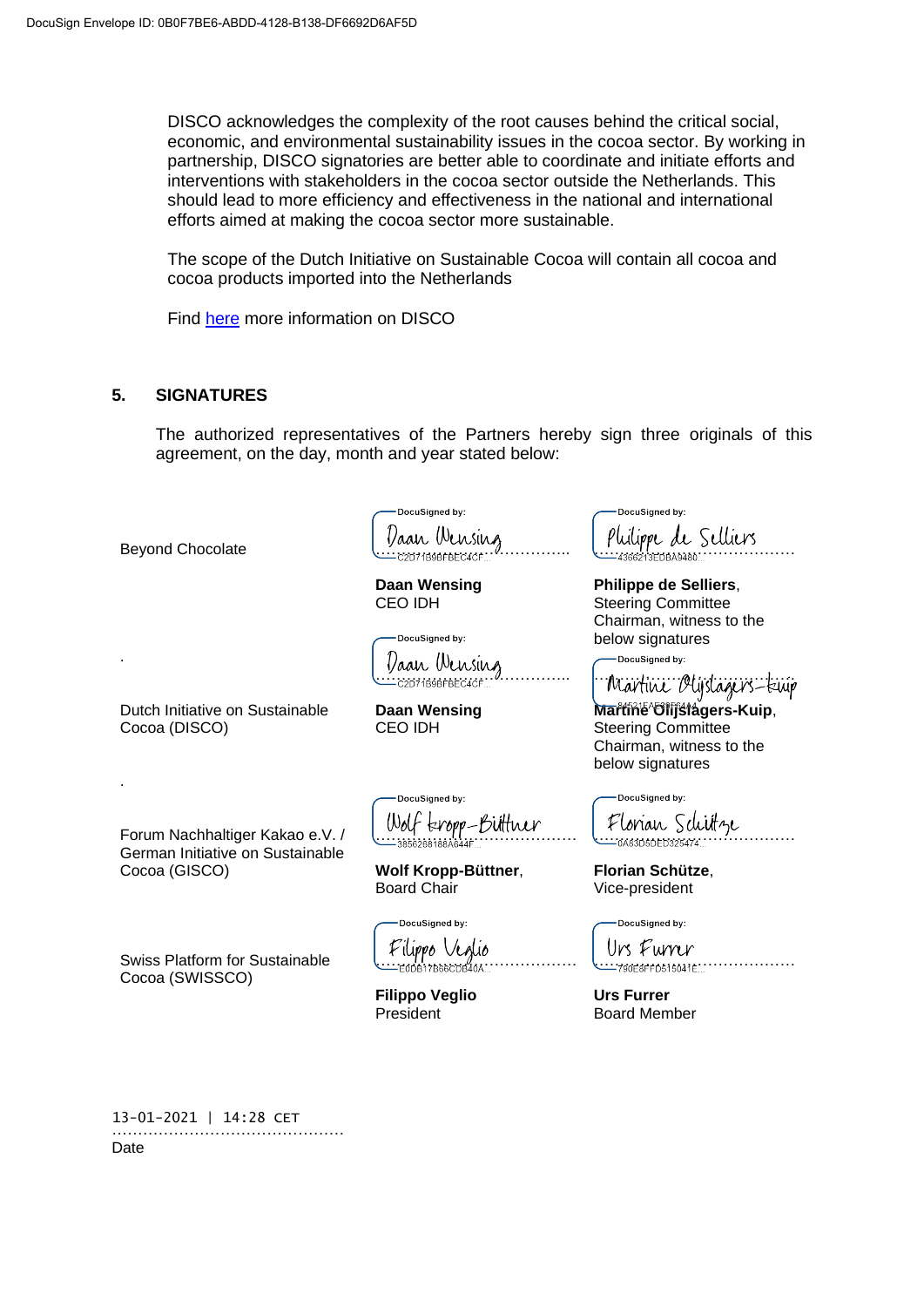DISCO acknowledges the complexity of the root causes behind the critical social, economic, and environmental sustainability issues in the cocoa sector. By working in partnership, DISCO signatories are better able to coordinate and initiate efforts and interventions with stakeholders in the cocoa sector outside the Netherlands. This should lead to more efficiency and effectiveness in the national and international efforts aimed at making the cocoa sector more sustainable.

The scope of the Dutch Initiative on Sustainable Cocoa will contain all cocoa and cocoa products imported into the Netherlands

Find here more information on DISCO

## 5. SIGNATURES

The authorized representatives of the Partners hereby sign three originals of this agreement, on the day, month and year stated below:

| | | |
|---|---|---|
| Beyond Chocolate | DocuSigned by: Daan Wensing<br>C2D71B9BFBEC4CF...<br>**Daan Wensing**<br>CEO IDH | DocuSigned by: Philippe de Selliers<br>4366213EDBA9480...<br>**Philippe de Selliers**, Steering Committee Chairman, witness to the below signatures |
| Dutch Initiative on Sustainable Cocoa (DISCO) | DocuSigned by: Daan Wensing<br>C2D71B9BFBEC4CF...<br>**Daan Wensing**<br>CEO IDH | DocuSigned by: Martine Olijslagers-Kuip<br>**Martine Olijslagers-Kuip**, Steering Committee Chairman, witness to the below signatures |
| Forum Nachhaltiger Kakao e.V. / German Initiative on Sustainable Cocoa (GISCO) | DocuSigned by: Wolf Kropp-Büttner<br>3856268188A644F...<br>**Wolf Kropp-Büttner**, Board Chair | DocuSigned by: Florian Schütze<br>0A63D5DED325474...<br>**Florian Schütze**, Vice-president |
| Swiss Platform for Sustainable Cocoa (SWISSCO) | DocuSigned by: Filippo Veglio<br>E0DB17B66CDB40A...<br>**Filippo Veglio**<br>President | DocuSigned by: Urs Furrer<br>790E8FFD515041E...<br>**Urs Furrer**<br>Board Member |

13-01-2021 | 14:28 CET

Date